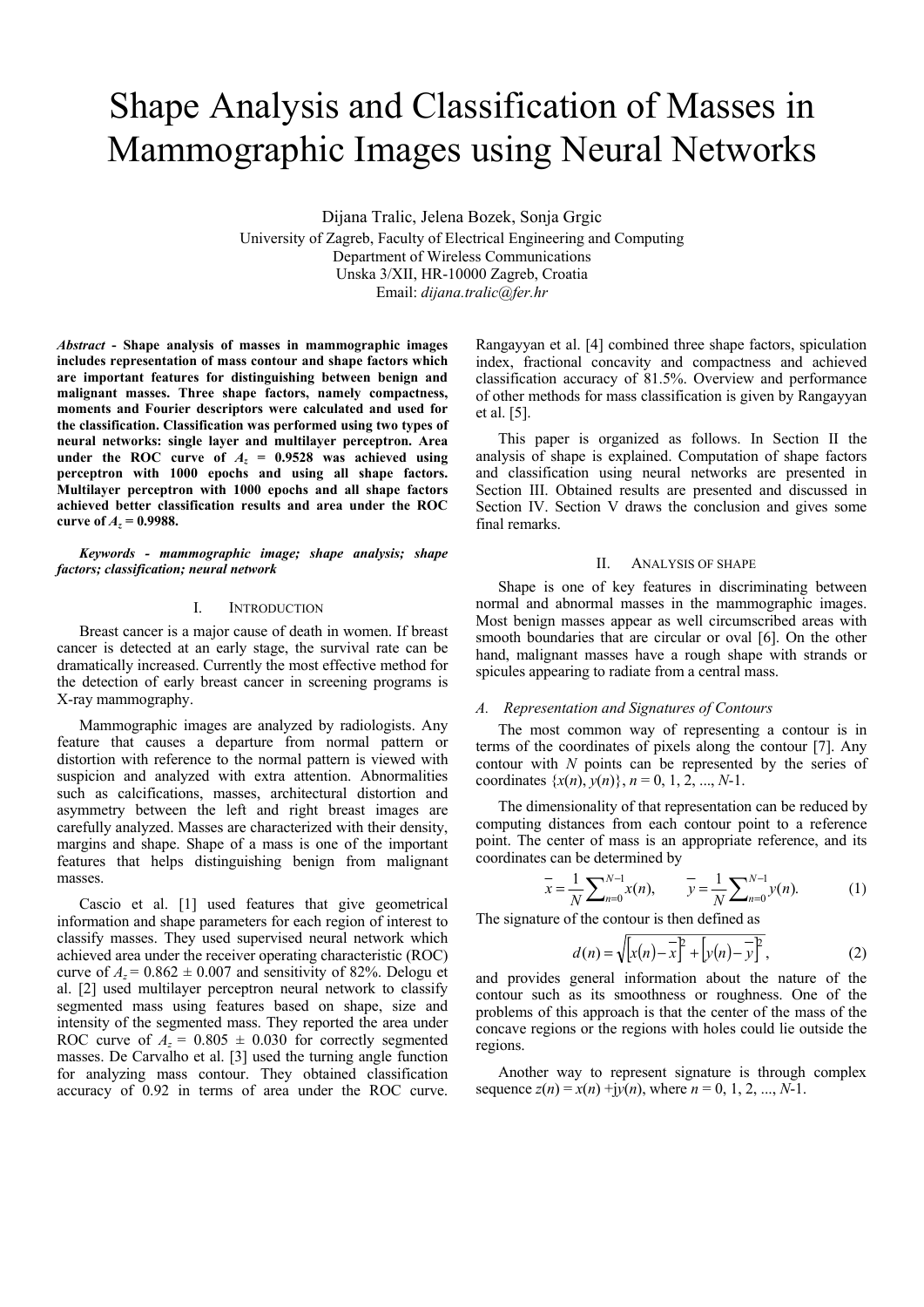# Shape Analysis and Classification of Masses in Mammographic Images using Neural Networks

Dijana Tralic, Jelena Bozek, Sonja Grgic

University of Zagreb, Faculty of Electrical Engineering and Computing
Department of Wireless Communications
Unska 3/XII, HR-10000 Zagreb, Croatia
Email: *dijana.tralic@fer.hr*

***Abstract*** **- Shape analysis of masses in mammographic images includes representation of mass contour and shape factors which are important features for distinguishing between benign and malignant masses. Three shape factors, namely compactness, moments and Fourier descriptors were calculated and used for the classification. Classification was performed using two types of neural networks: single layer and multilayer perceptron. Area under the ROC curve of $A_z$ = 0.9528 was achieved using perceptron with 1000 epochs and using all shape factors. Multilayer perceptron with 1000 epochs and all shape factors achieved better classification results and area under the ROC curve of $A_z$ = 0.9988.**

***Keywords - mammographic image; shape analysis; shape factors; classification; neural network***

## I. Introduction

Breast cancer is a major cause of death in women. If breast cancer is detected at an early stage, the survival rate can be dramatically increased. Currently the most effective method for the detection of early breast cancer in screening programs is X-ray mammography.

Mammographic images are analyzed by radiologists. Any feature that causes a departure from normal pattern or distortion with reference to the normal pattern is viewed with suspicion and analyzed with extra attention. Abnormalities such as calcifications, masses, architectural distortion and asymmetry between the left and right breast images are carefully analyzed. Masses are characterized with their density, margins and shape. Shape of a mass is one of the important features that helps distinguishing benign from malignant masses.

Cascio et al. [1] used features that give geometrical information and shape parameters for each region of interest to classify masses. They used supervised neural network which achieved area under the receiver operating characteristic (ROC) curve of $A_z = 0.862 \pm 0.007$ and sensitivity of 82%. Delogu et al. [2] used multilayer perceptron neural network to classify segmented mass using features based on shape, size and intensity of the segmented mass. They reported the area under ROC curve of $A_z = 0.805 \pm 0.030$ for correctly segmented masses. De Carvalho et al. [3] used the turning angle function for analyzing mass contour. They obtained classification accuracy of 0.92 in terms of area under the ROC curve. Rangayyan et al. [4] combined three shape factors, spiculation index, fractional concavity and compactness and achieved classification accuracy of 81.5%. Overview and performance of other methods for mass classification is given by Rangayyan et al. [5].

This paper is organized as follows. In Section II the analysis of shape is explained. Computation of shape factors and classification using neural networks are presented in Section III. Obtained results are presented and discussed in Section IV. Section V draws the conclusion and gives some final remarks.

## II. Analysis of Shape

Shape is one of key features in discriminating between normal and abnormal masses in the mammographic images. Most benign masses appear as well circumscribed areas with smooth boundaries that are circular or oval [6]. On the other hand, malignant masses have a rough shape with strands or spicules appearing to radiate from a central mass.

### *A. Representation and Signatures of Contours*

The most common way of representing a contour is in terms of the coordinates of pixels along the contour [7]. Any contour with $N$ points can be represented by the series of coordinates $\{x(n), y(n)\}$, $n$ = 0, 1, 2, ..., $N$-1.

The dimensionality of that representation can be reduced by computing distances from each contour point to a reference point. The center of mass is an appropriate reference, and its coordinates can be determined by

$$\bar{x} = \frac{1}{N}\sum_{n=0}^{N-1} x(n), \qquad \bar{y} = \frac{1}{N}\sum_{n=0}^{N-1} y(n). \tag{1}$$

The signature of the contour is then defined as

$$d(n) = \sqrt{\left[x(n) - \bar{x}\right]^2 + \left[y(n) - \bar{y}\right]^2}, \tag{2}$$

and provides general information about the nature of the contour such as its smoothness or roughness. One of the problems of this approach is that the center of the mass of the concave regions or the regions with holes could lie outside the regions.

Another way to represent signature is through complex sequence $z(n) = x(n) + jy(n)$, where $n$ = 0, 1, 2, ..., $N$-1.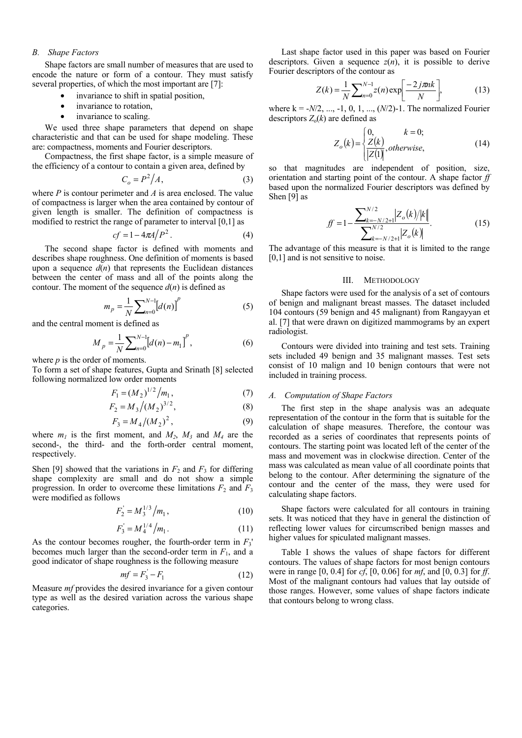### B. Shape Factors

Shape factors are small number of measures that are used to encode the nature or form of a contour. They must satisfy several properties, of which the most important are [7]:

- invariance to shift in spatial position,
- invariance to rotation,
- invariance to scaling.

We used three shape parameters that depend on shape characteristic and that can be used for shape modeling. These are: compactness, moments and Fourier descriptors.

Compactness, the first shape factor, is a simple measure of the efficiency of a contour to contain a given area, defined by

$$C_o = P^2 / A, \tag{3}$$

where $P$ is contour perimeter and $A$ is area enclosed. The value of compactness is larger when the area contained by contour of given length is smaller. The definition of compactness is modified to restrict the range of parameter to interval [0,1] as

$$cf = 1 - 4\pi A / P^2. \tag{4}$$

The second shape factor is defined with moments and describes shape roughness. One definition of moments is based upon a sequence $d(n)$ that represents the Euclidean distances between the center of mass and all of the points along the contour. The moment of the sequence $d(n)$ is defined as

$$m_p = \frac{1}{N}\sum_{n=0}^{N-1}[d(n)]^p \tag{5}$$

and the central moment is defined as

$$M_p = \frac{1}{N}\sum_{n=0}^{N-1}[d(n) - m_1]^p, \tag{6}$$

where $p$ is the order of moments.
To form a set of shape features, Gupta and Srinath [8] selected following normalized low order moments

$$F_1 = (M_2)^{1/2} / m_1, \tag{7}$$

$$F_2 = M_3 / (M_2)^{3/2}, \tag{8}$$

$$F_3 = M_4 / (M_2)^2, \tag{9}$$

where $m_1$ is the first moment, and $M_2$, $M_3$ and $M_4$ are the second-, the third- and the forth-order central moment, respectively.

Shen [9] showed that the variations in $F_2$ and $F_3$ for differing shape complexity are small and do not show a simple progression. In order to overcome these limitations $F_2$ and $F_3$ were modified as follows

$$F_2^{'} = M_3^{1/3} / m_1, \tag{10}$$

$$F_3^{'} = M_4^{1/4} / m_1. \tag{11}$$

As the contour becomes rougher, the fourth-order term in $F_3'$ becomes much larger than the second-order term in $F_1$, and a good indicator of shape roughness is the following measure

$$mf = F_3^{'} - F_1 \tag{12}$$

Measure *mf* provides the desired invariance for a given contour type as well as the desired variation across the various shape categories.

Last shape factor used in this paper was based on Fourier descriptors. Given a sequence $z(n)$, it is possible to derive Fourier descriptors of the contour as

$$Z(k) = \frac{1}{N}\sum_{n=0}^{N-1} z(n)\exp\left[\frac{-2j\pi nk}{N}\right], \tag{13}$$

where k = -$N$/2, ..., -1, 0, 1, ..., ($N$/2)-1. The normalized Fourier descriptors $Z_o(k)$ are defined as

$$Z_o(k) = \begin{cases} 0, & k = 0; \\ \dfrac{Z(k)}{|Z(1)|}, & otherwise, \end{cases} \tag{14}$$

so that magnitudes are independent of position, size, orientation and starting point of the contour. A shape factor *ff* based upon the normalized Fourier descriptors was defined by Shen [9] as

$$ff = 1 - \frac{\sum_{k=-N/2+1}^{N/2} |Z_o(k)/|k||}{\sum_{k=-N/2+1}^{N/2} |Z_o(k)|}. \tag{15}$$

The advantage of this measure is that it is limited to the range [0,1] and is not sensitive to noise.

## III. Methodology

Shape factors were used for the analysis of a set of contours of benign and malignant breast masses. The dataset included 104 contours (59 benign and 45 malignant) from Rangayyan et al. [7] that were drawn on digitized mammograms by an expert radiologist.

Contours were divided into training and test sets. Training sets included 49 benign and 35 malignant masses. Test sets consist of 10 malign and 10 benign contours that were not included in training process.

### A. Computation of Shape Factors

The first step in the shape analysis was an adequate representation of the contour in the form that is suitable for the calculation of shape measures. Therefore, the contour was recorded as a series of coordinates that represents points of contours. The starting point was located left of the center of the mass and movement was in clockwise direction. Center of the mass was calculated as mean value of all coordinate points that belong to the contour. After determining the signature of the contour and the center of the mass, they were used for calculating shape factors.

Shape factors were calculated for all contours in training sets. It was noticed that they have in general the distinction of reflecting lower values for circumscribed benign masses and higher values for spiculated malignant masses.

Table I shows the values of shape factors for different contours. The values of shape factors for most benign contours were in range [0, 0.4] for *cf*, [0, 0.06] for *mf*, and [0, 0.3] for *ff*. Most of the malignant contours had values that lay outside of those ranges. However, some values of shape factors indicate that contours belong to wrong class.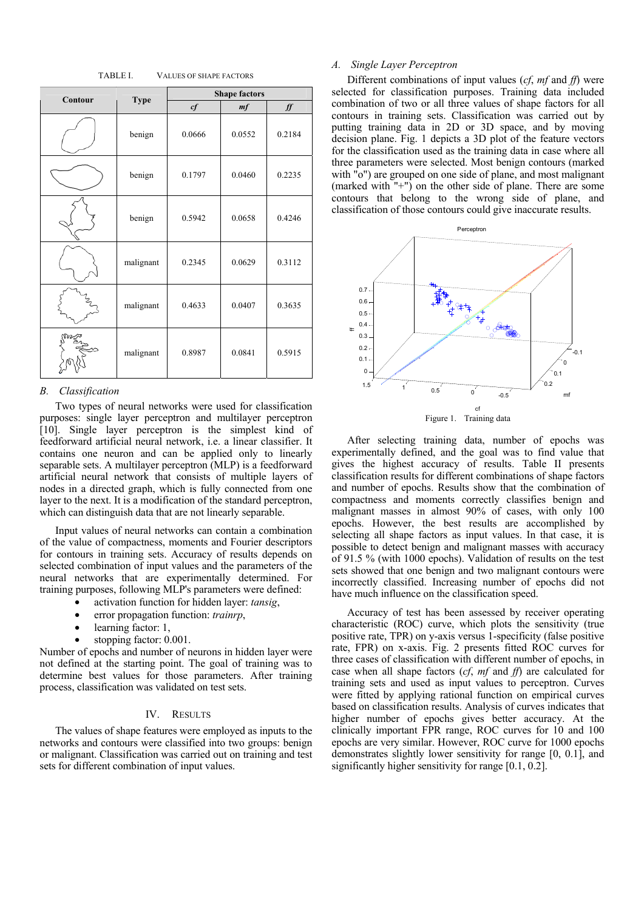TABLE I. VALUES OF SHAPE FACTORS

| Contour | Type | Shape factors | | |
|---|---|---|---|---|
| | | *cf* | *mf* | *ff* |
| | benign | 0.0666 | 0.0552 | 0.2184 |
| | benign | 0.1797 | 0.0460 | 0.2235 |
| | benign | 0.5942 | 0.0658 | 0.4246 |
| | malignant | 0.2345 | 0.0629 | 0.3112 |
| | malignant | 0.4633 | 0.0407 | 0.3635 |
| | malignant | 0.8987 | 0.0841 | 0.5915 |

### B. *Classification*

Two types of neural networks were used for classification purposes: single layer perceptron and multilayer perceptron [10]. Single layer perceptron is the simplest kind of feedforward artificial neural network, i.e. a linear classifier. It contains one neuron and can be applied only to linearly separable sets. A multilayer perceptron (MLP) is a feedforward artificial neural network that consists of multiple layers of nodes in a directed graph, which is fully connected from one layer to the next. It is a modification of the standard perceptron, which can distinguish data that are not linearly separable.

Input values of neural networks can contain a combination of the value of compactness, moments and Fourier descriptors for contours in training sets. Accuracy of results depends on selected combination of input values and the parameters of the neural networks that are experimentally determined. For training purposes, following MLP's parameters were defined:

- activation function for hidden layer: *tansig*,
- error propagation function: *trainrp*,
- learning factor: 1,
- stopping factor: 0.001.

Number of epochs and number of neurons in hidden layer were not defined at the starting point. The goal of training was to determine best values for those parameters. After training process, classification was validated on test sets.

## IV. RESULTS

The values of shape features were employed as inputs to the networks and contours were classified into two groups: benign or malignant. Classification was carried out on training and test sets for different combination of input values.

### A. *Single Layer Perceptron*

Different combinations of input values (*cf*, *mf* and *ff*) were selected for classification purposes. Training data included combination of two or all three values of shape factors for all contours in training sets. Classification was carried out by putting training data in 2D or 3D space, and by moving decision plane. Fig. 1 depicts a 3D plot of the feature vectors for the classification used as the training data in case where all three parameters were selected. Most benign contours (marked with "o") are grouped on one side of plane, and most malignant (marked with "+") on the other side of plane. There are some contours that belong to the wrong side of plane, and classification of those contours could give inaccurate results.

Perceptron

ff

0.7
0.6
0.5
0.4
0.3
0.2
0.1
0

1.5
1
0.5
0
-0.5

cf

-0.1
0
0.1
0.2

mf

Figure 1. Training data

After selecting training data, number of epochs was experimentally defined, and the goal was to find value that gives the highest accuracy of results. Table II presents classification results for different combinations of shape factors and number of epochs. Results show that the combination of compactness and moments correctly classifies benign and malignant masses in almost 90% of cases, with only 100 epochs. However, the best results are accomplished by selecting all shape factors as input values. In that case, it is possible to detect benign and malignant masses with accuracy of 91.5 % (with 1000 epochs). Validation of results on the test sets showed that one benign and two malignant contours were incorrectly classified. Increasing number of epochs did not have much influence on the classification speed.

Accuracy of test has been assessed by receiver operating characteristic (ROC) curve, which plots the sensitivity (true positive rate, TPR) on y-axis versus 1-specificity (false positive rate, FPR) on x-axis. Fig. 2 presents fitted ROC curves for three cases of classification with different number of epochs, in case when all shape factors (*cf*, *mf* and *ff*) are calculated for training sets and used as input values to perceptron. Curves were fitted by applying rational function on empirical curves based on classification results. Analysis of curves indicates that higher number of epochs gives better accuracy. At the clinically important FPR range, ROC curves for 10 and 100 epochs are very similar. However, ROC curve for 1000 epochs demonstrates slightly lower sensitivity for range [0, 0.1], and significantly higher sensitivity for range [0.1, 0.2].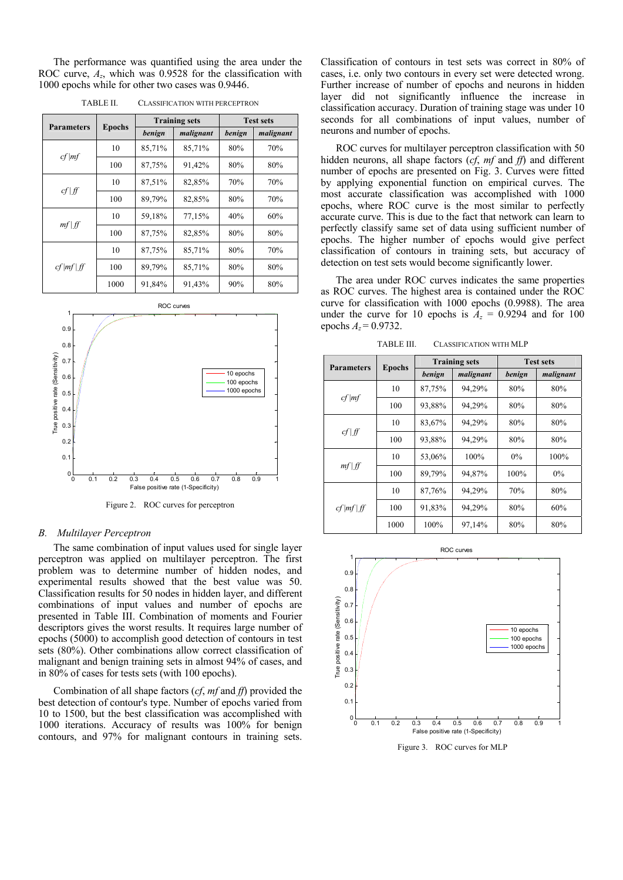The performance was quantified using the area under the ROC curve, $A_z$, which was 0.9528 for the classification with 1000 epochs while for other two cases was 0.9446.

TABLE II. CLASSIFICATION WITH PERCEPTRON

| Parameters | Epochs | Training sets | | Test sets | |
|---|---|---|---|---|---|
| | | *benign* | *malignant* | *benign* | *malignant* |
| *cf* \| *mf* | 10 | 85,71% | 85,71% | 80% | 70% |
| | 100 | 87,75% | 91,42% | 80% | 80% |
| *cf* \| *ff* | 10 | 87,51% | 82,85% | 70% | 70% |
| | 100 | 89,79% | 82,85% | 80% | 70% |
| *mf* \| *ff* | 10 | 59,18% | 77,15% | 40% | 60% |
| | 100 | 87,75% | 82,85% | 80% | 80% |
| *cf* \| *mf* \| *ff* | 10 | 87,75% | 85,71% | 80% | 70% |
| | 100 | 89,79% | 85,71% | 80% | 80% |
| | 1000 | 91,84% | 91,43% | 90% | 80% |

Figure 2. ROC curves for perceptron

### B. Multilayer Perceptron

The same combination of input values used for single layer perceptron was applied on multilayer perceptron. The first problem was to determine number of hidden nodes, and experimental results showed that the best value was 50. Classification results for 50 nodes in hidden layer, and different combinations of input values and number of epochs are presented in Table III. Combination of moments and Fourier descriptors gives the worst results. It requires large number of epochs (5000) to accomplish good detection of contours in test sets (80%). Other combinations allow correct classification of malignant and benign training sets in almost 94% of cases, and in 80% of cases for tests sets (with 100 epochs).

Combination of all shape factors (*cf*, *mf* and *ff*) provided the best detection of contour's type. Number of epochs varied from 10 to 1500, but the best classification was accomplished with 1000 iterations. Accuracy of results was 100% for benign contours, and 97% for malignant contours in training sets. Classification of contours in test sets was correct in 80% of cases, i.e. only two contours in every set were detected wrong. Further increase of number of epochs and neurons in hidden layer did not significantly influence the increase in classification accuracy. Duration of training stage was under 10 seconds for all combinations of input values, number of neurons and number of epochs.

ROC curves for multilayer perceptron classification with 50 hidden neurons, all shape factors (*cf*, *mf* and *ff*) and different number of epochs are presented on Fig. 3. Curves were fitted by applying exponential function on empirical curves. The most accurate classification was accomplished with 1000 epochs, where ROC curve is the most similar to perfectly accurate curve. This is due to the fact that network can learn to perfectly classify same set of data using sufficient number of epochs. The higher number of epochs would give perfect classification of contours in training sets, but accuracy of detection on test sets would become significantly lower.

The area under ROC curves indicates the same properties as ROC curves. The highest area is contained under the ROC curve for classification with 1000 epochs (0.9988). The area under the curve for 10 epochs is $A_z$ = 0.9294 and for 100 epochs $A_z$ = 0.9732.

TABLE III. CLASSIFICATION WITH MLP

| Parameters | Epochs | Training sets | | Test sets | |
|---|---|---|---|---|---|
| | | *benign* | *malignant* | *benign* | *malignant* |
| *cf* \| *mf* | 10 | 87,75% | 94,29% | 80% | 80% |
| | 100 | 93,88% | 94,29% | 80% | 80% |
| *cf* \| *ff* | 10 | 83,67% | 94,29% | 80% | 80% |
| | 100 | 93,88% | 94,29% | 80% | 80% |
| *mf* \| *ff* | 10 | 53,06% | 100% | 0% | 100% |
| | 100 | 89,79% | 94,87% | 100% | 0% |
| *cf* \| *mf* \| *ff* | 10 | 87,76% | 94,29% | 70% | 80% |
| | 100 | 91,83% | 94,29% | 80% | 60% |
| | 1000 | 100% | 97,14% | 80% | 80% |

Figure 3. ROC curves for MLP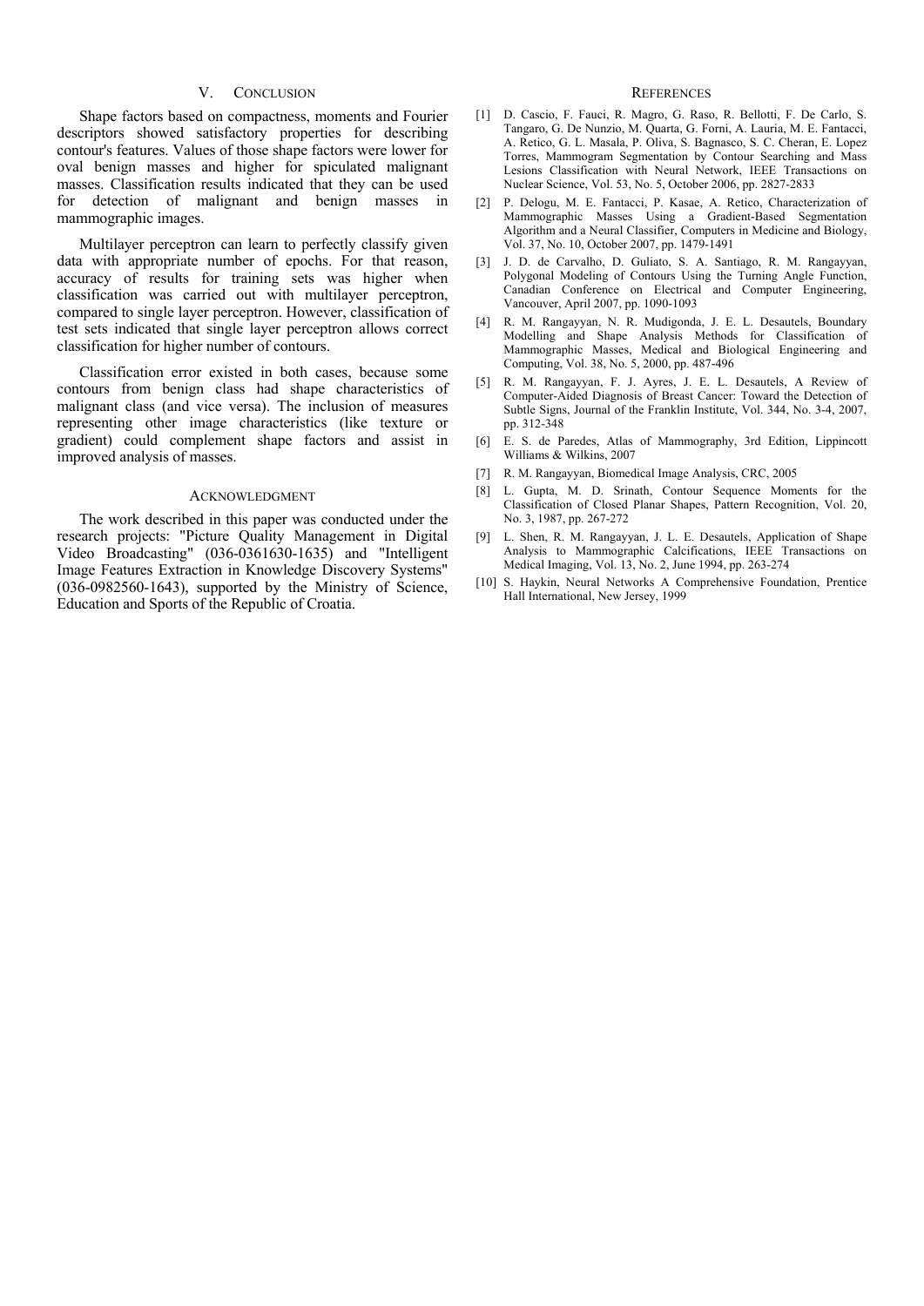## V. Conclusion

Shape factors based on compactness, moments and Fourier descriptors showed satisfactory properties for describing contour's features. Values of those shape factors were lower for oval benign masses and higher for spiculated malignant masses. Classification results indicated that they can be used for detection of malignant and benign masses in mammographic images.

Multilayer perceptron can learn to perfectly classify given data with appropriate number of epochs. For that reason, accuracy of results for training sets was higher when classification was carried out with multilayer perceptron, compared to single layer perceptron. However, classification of test sets indicated that single layer perceptron allows correct classification for higher number of contours.

Classification error existed in both cases, because some contours from benign class had shape characteristics of malignant class (and vice versa). The inclusion of measures representing other image characteristics (like texture or gradient) could complement shape factors and assist in improved analysis of masses.

## Acknowledgment

The work described in this paper was conducted under the research projects: "Picture Quality Management in Digital Video Broadcasting" (036-0361630-1635) and "Intelligent Image Features Extraction in Knowledge Discovery Systems" (036-0982560-1643), supported by the Ministry of Science, Education and Sports of the Republic of Croatia.

## References

[1] D. Cascio, F. Fauci, R. Magro, G. Raso, R. Bellotti, F. De Carlo, S. Tangaro, G. De Nunzio, M. Quarta, G. Forni, A. Lauria, M. E. Fantacci, A. Retico, G. L. Masala, P. Oliva, S. Bagnasco, S. C. Cheran, E. Lopez Torres, Mammogram Segmentation by Contour Searching and Mass Lesions Classification with Neural Network, IEEE Transactions on Nuclear Science, Vol. 53, No. 5, October 2006, pp. 2827-2833

[2] P. Delogu, M. E. Fantacci, P. Kasae, A. Retico, Characterization of Mammographic Masses Using a Gradient-Based Segmentation Algorithm and a Neural Classifier, Computers in Medicine and Biology, Vol. 37, No. 10, October 2007, pp. 1479-1491

[3] J. D. de Carvalho, D. Guliato, S. A. Santiago, R. M. Rangayyan, Polygonal Modeling of Contours Using the Turning Angle Function, Canadian Conference on Electrical and Computer Engineering, Vancouver, April 2007, pp. 1090-1093

[4] R. M. Rangayyan, N. R. Mudigonda, J. E. L. Desautels, Boundary Modelling and Shape Analysis Methods for Classification of Mammographic Masses, Medical and Biological Engineering and Computing, Vol. 38, No. 5, 2000, pp. 487-496

[5] R. M. Rangayyan, F. J. Ayres, J. E. L. Desautels, A Review of Computer-Aided Diagnosis of Breast Cancer: Toward the Detection of Subtle Signs, Journal of the Franklin Institute, Vol. 344, No. 3-4, 2007, pp. 312-348

[6] E. S. de Paredes, Atlas of Mammography, 3rd Edition, Lippincott Williams & Wilkins, 2007

[7] R. M. Rangayyan, Biomedical Image Analysis, CRC, 2005

[8] L. Gupta, M. D. Srinath, Contour Sequence Moments for the Classification of Closed Planar Shapes, Pattern Recognition, Vol. 20, No. 3, 1987, pp. 267-272

[9] L. Shen, R. M. Rangayyan, J. L. E. Desautels, Application of Shape Analysis to Mammographic Calcifications, IEEE Transactions on Medical Imaging, Vol. 13, No. 2, June 1994, pp. 263-274

[10] S. Haykin, Neural Networks A Comprehensive Foundation, Prentice Hall International, New Jersey, 1999